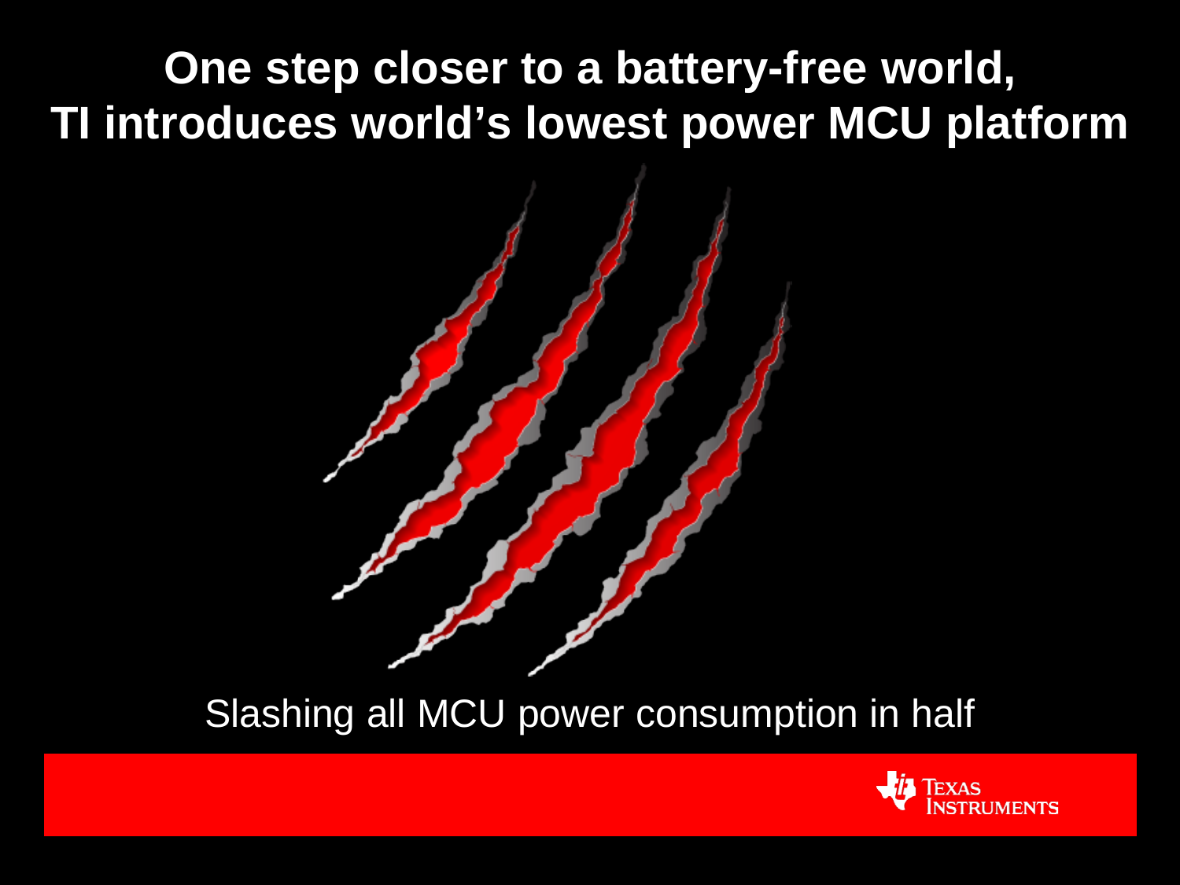# One step closer to a battery-free world, TI introduces world's lowest power MCU platform

Slashing all MCU power consumption in half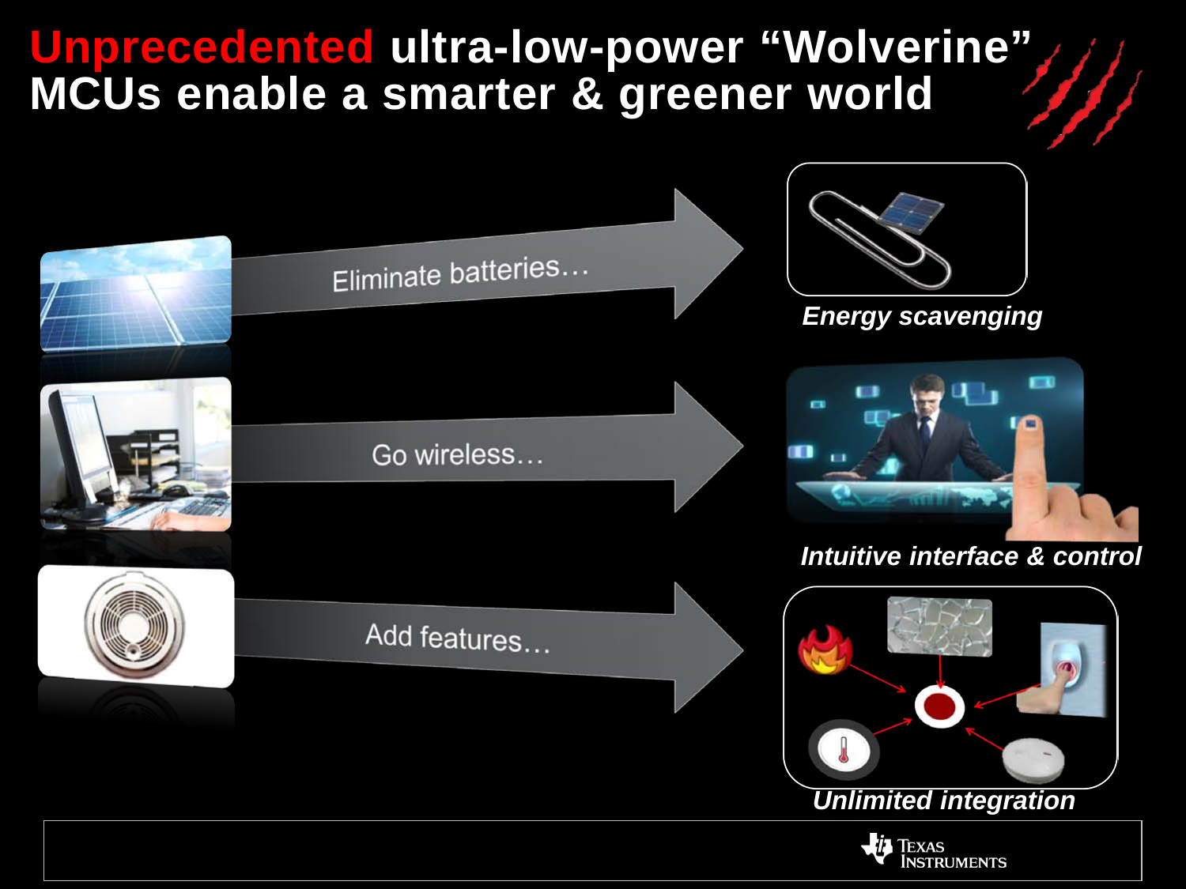# Unprecedented ultra-low-power "Wolverine" MCUs enable a smarter & greener world

Eliminate batteries…

*Energy scavenging*

Go wireless…

*Intuitive interface & control*

Add features…

*Unlimited integration*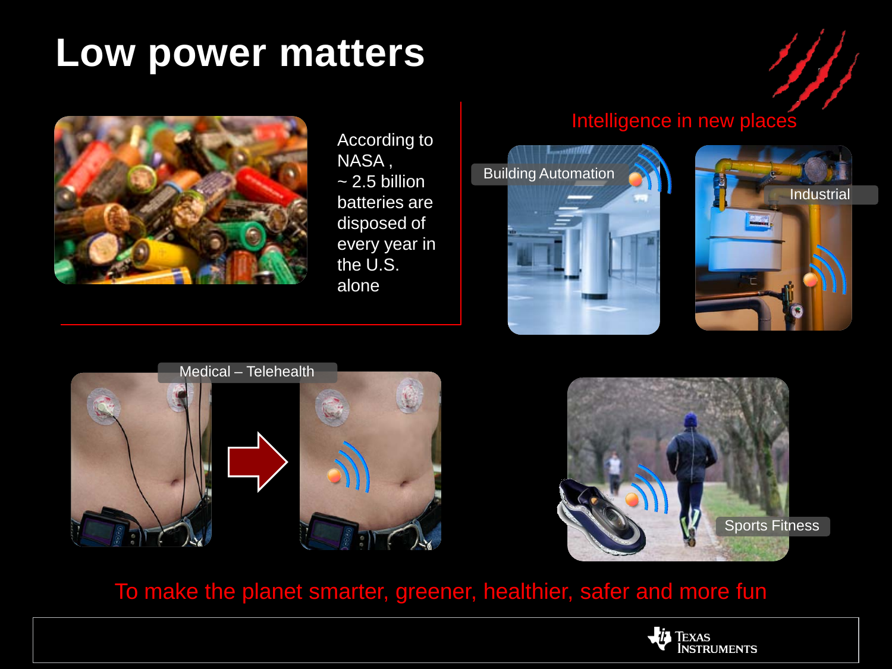# Low power matters

According to NASA , ~ 2.5 billion batteries are disposed of every year in the U.S. alone

Intelligence in new places

Building Automation

Industrial

Medical – Telehealth

Sports Fitness

To make the planet smarter, greener, healthier, safer and more fun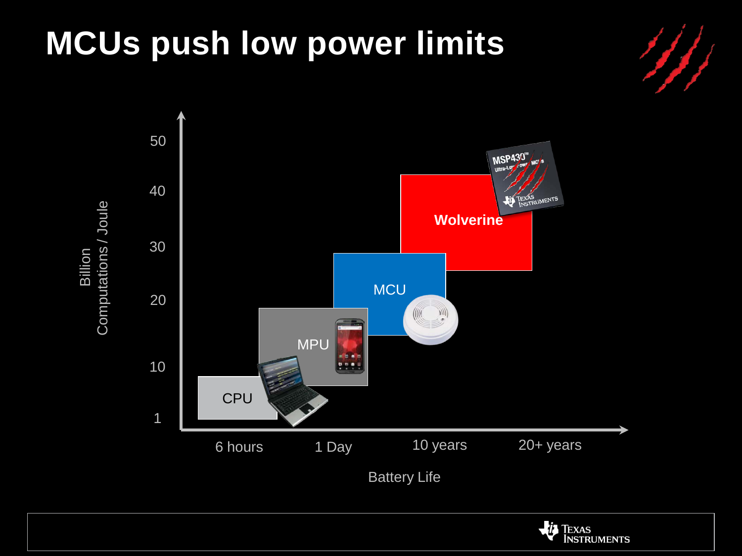# MCUs push low power limits

Billion Computations / Joule

50

40

30

20

10

1

CPU

MPU

MCU

Wolverine

6 hours

1 Day

10 years

20+ years

Battery Life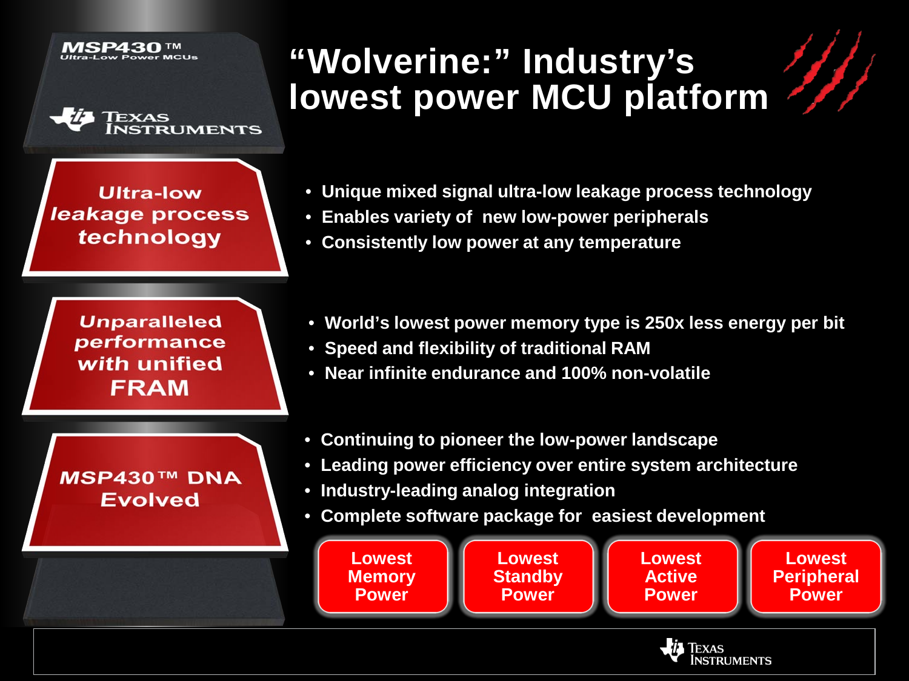# "Wolverine:" Industry's lowest power MCU platform

MSP430™ Ultra-Low Power MCUs

Texas Instruments

## Ultra-low leakage process technology

- Unique mixed signal ultra-low leakage process technology
- Enables variety of new low-power peripherals
- Consistently low power at any temperature

## Unparalleled performance with unified FRAM

- World's lowest power memory type is 250x less energy per bit
- Speed and flexibility of traditional RAM
- Near infinite endurance and 100% non-volatile

## MSP430™ DNA Evolved

- Continuing to pioneer the low-power landscape
- Leading power efficiency over entire system architecture
- Industry-leading analog integration
- Complete software package for easiest development

**Lowest Memory Power** | **Lowest Standby Power** | **Lowest Active Power** | **Lowest Peripheral Power**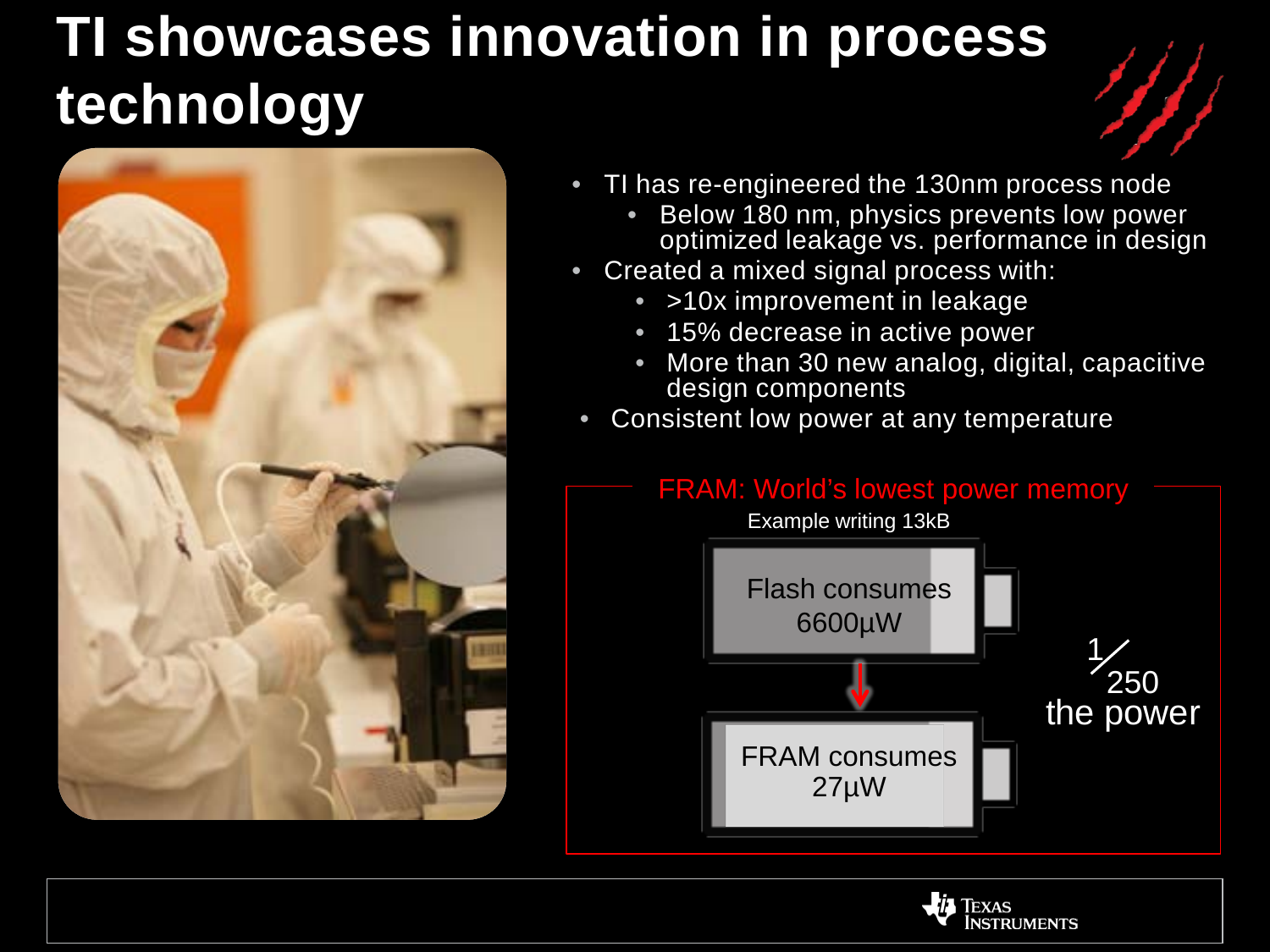# TI showcases innovation in process technology

- TI has re-engineered the 130nm process node
  - Below 180 nm, physics prevents low power optimized leakage vs. performance in design
- Created a mixed signal process with:
  - >10x improvement in leakage
  - 15% decrease in active power
  - More than 30 new analog, digital, capacitive design components
- Consistent low power at any temperature

**FRAM: World's lowest power memory**

Example writing 13kB

Flash consumes 6600µW

FRAM consumes 27µW

1/250 the power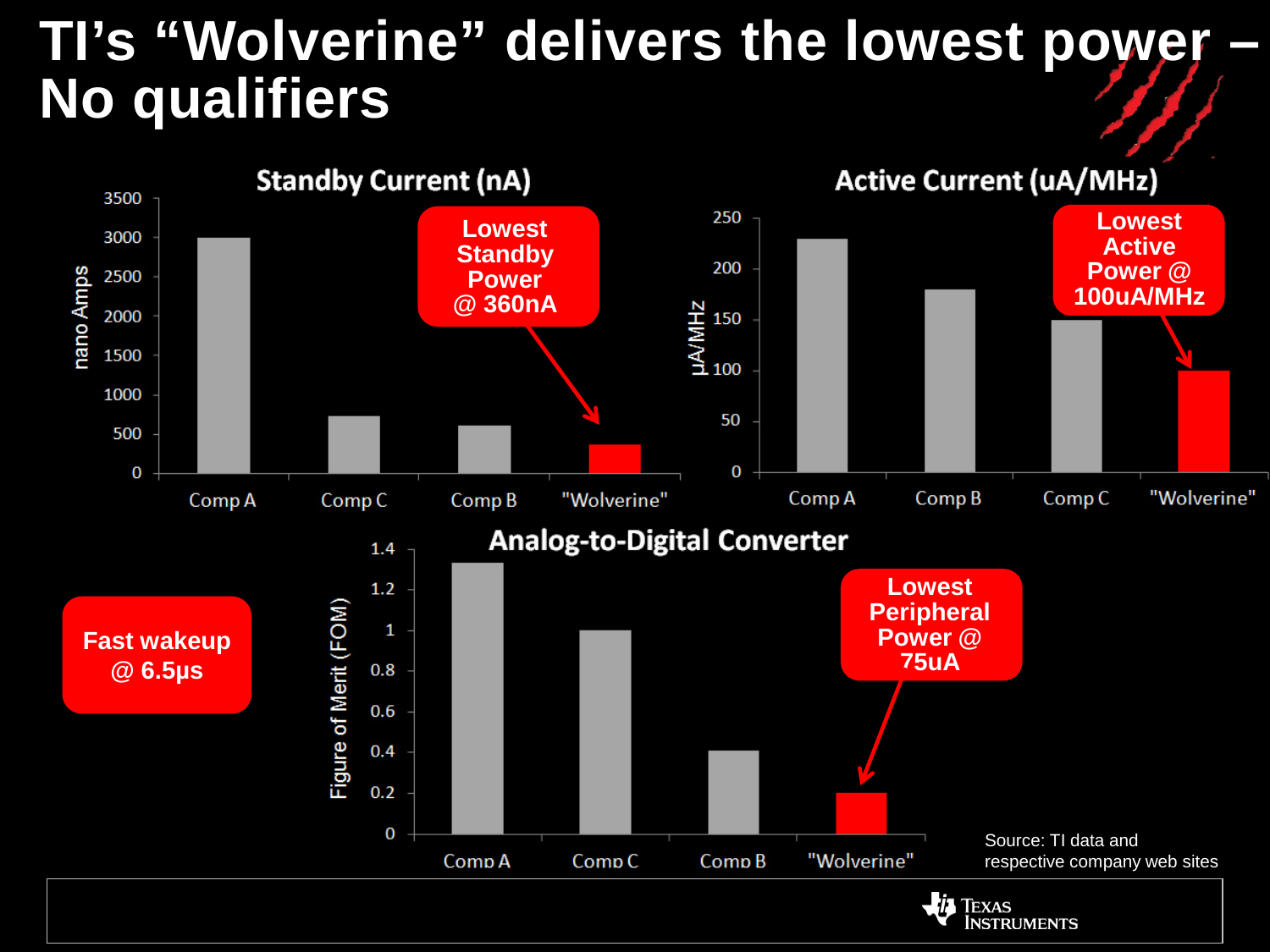# TI's "Wolverine" delivers the lowest power – No qualifiers

## Standby Current (nA)

nano Amps

| | Comp A | Comp C | Comp B | "Wolverine" |
|---|---|---|---|---|
| Standby Current (nA) | 3000 | 730 | 610 | 360 |

**Lowest Standby Power @ 360nA**

## Active Current (uA/MHz)

µA/MHz

| | Comp A | Comp B | Comp C | "Wolverine" |
|---|---|---|---|---|
| Active Current (uA/MHz) | 230 | 180 | 150 | 100 |

**Lowest Active Power @ 100uA/MHz**

## Analog-to-Digital Converter

Figure of Merit (FOM)

| | Comp A | Comp C | Comp B | "Wolverine" |
|---|---|---|---|---|
| Figure of Merit (FOM) | 1.33 | 1 | 0.41 | 0.2 |

**Lowest Peripheral Power @ 75uA**

**Fast wakeup @ 6.5µs**

Source: TI data and respective company web sites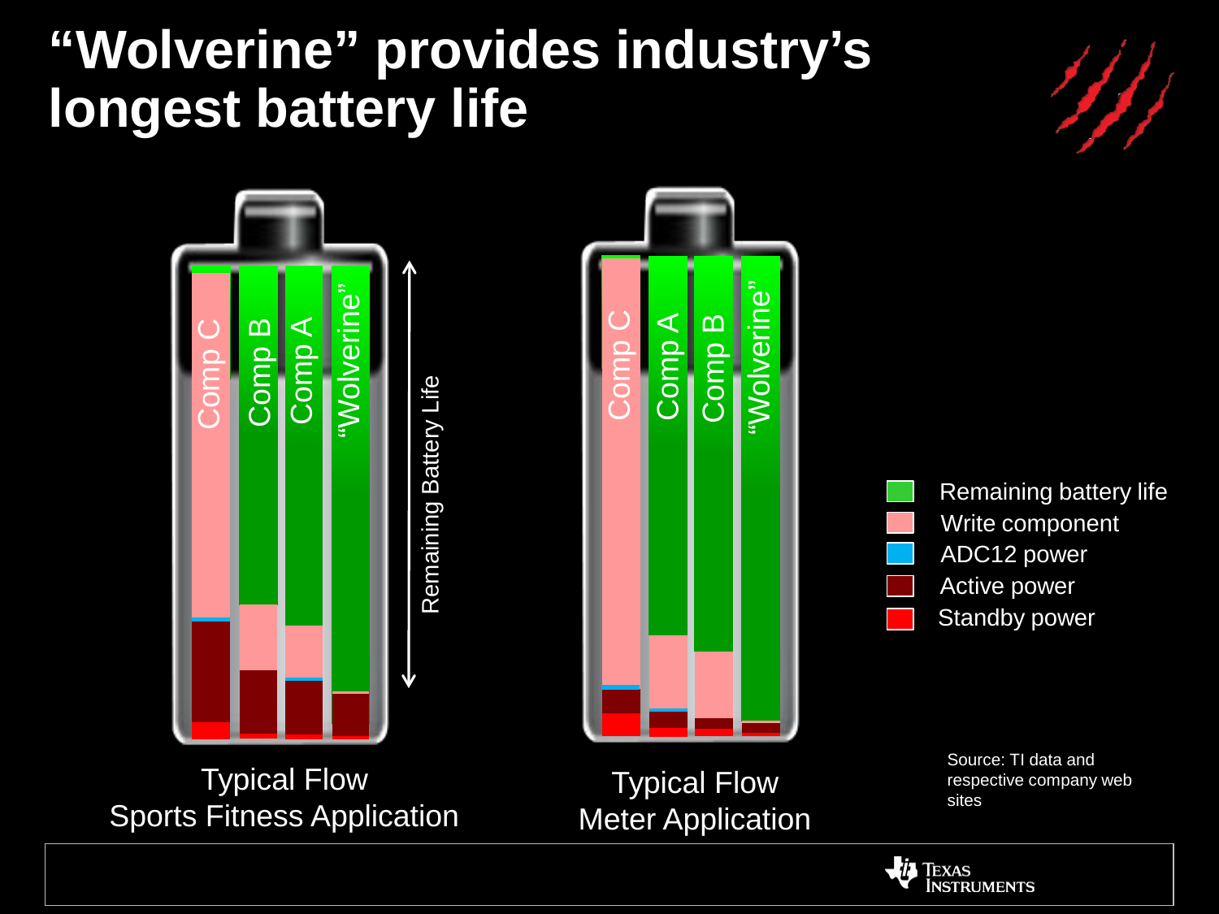# "Wolverine" provides industry's longest battery life

Comp C | Comp B | Comp A | "Wolverine"

Remaining Battery Life

Typical Flow
Sports Fitness Application

Comp C | Comp A | Comp B | "Wolverine"

Typical Flow
Meter Application

- Remaining battery life
- Write component
- ADC12 power
- Active power
- Standby power

Source: TI data and respective company web sites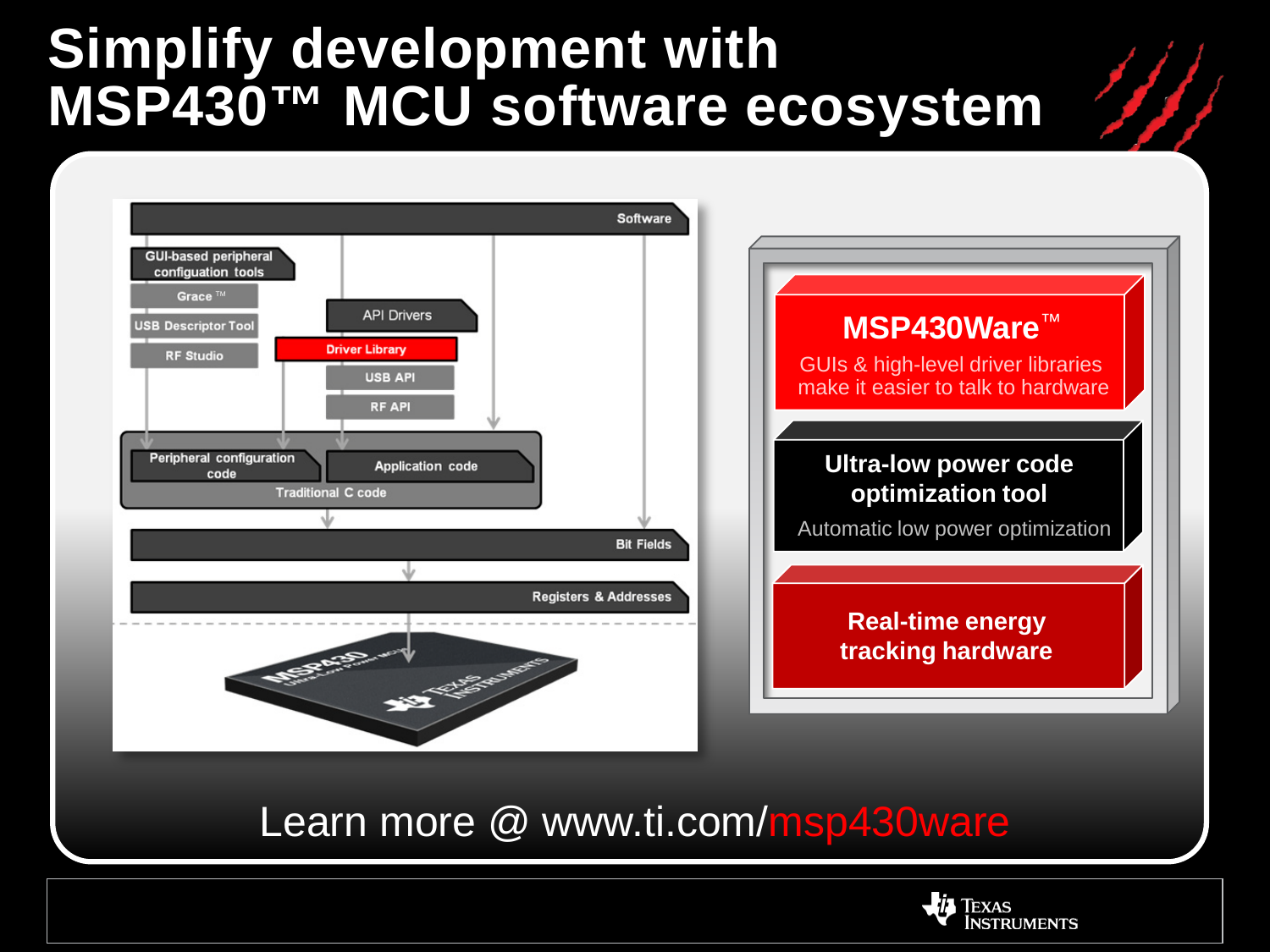# Simplify development with MSP430™ MCU software ecosystem

Software

GUI-based peripheral configuation tools

Grace ™

USB Descriptor Tool

RF Studio

API Drivers

Driver Library

USB API

RF API

Peripheral configuration code

Application code

Traditional C code

Bit Fields

Registers & Addresses

**MSP430Ware™**

GUIs & high-level driver libraries make it easier to talk to hardware

**Ultra-low power code optimization tool**

Automatic low power optimization

**Real-time energy tracking hardware**

Learn more @ www.ti.com/msp430ware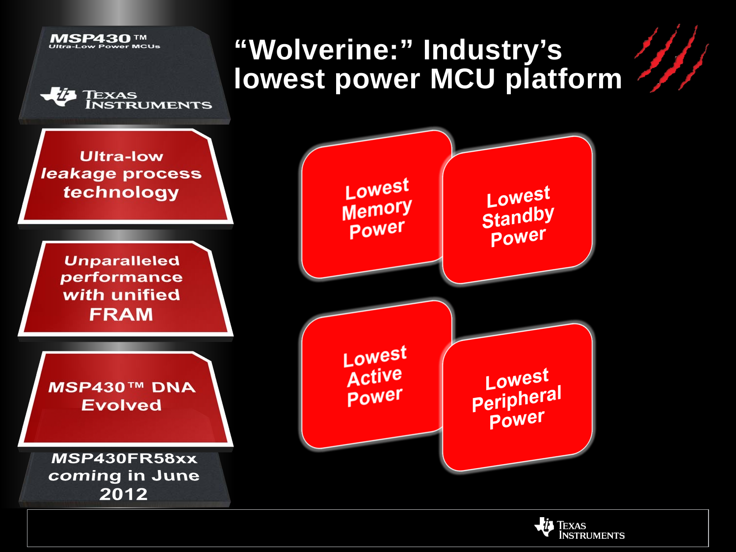# "Wolverine:" Industry's lowest power MCU platform

MSP430™ Ultra-Low Power MCUs

Texas Instruments

- Ultra-low leakage process technology
- Unparalleled performance with unified FRAM
- MSP430™ DNA Evolved

MSP430FR58xx coming in June 2012

- Lowest Memory Power
- Lowest Standby Power
- Lowest Active Power
- Lowest Peripheral Power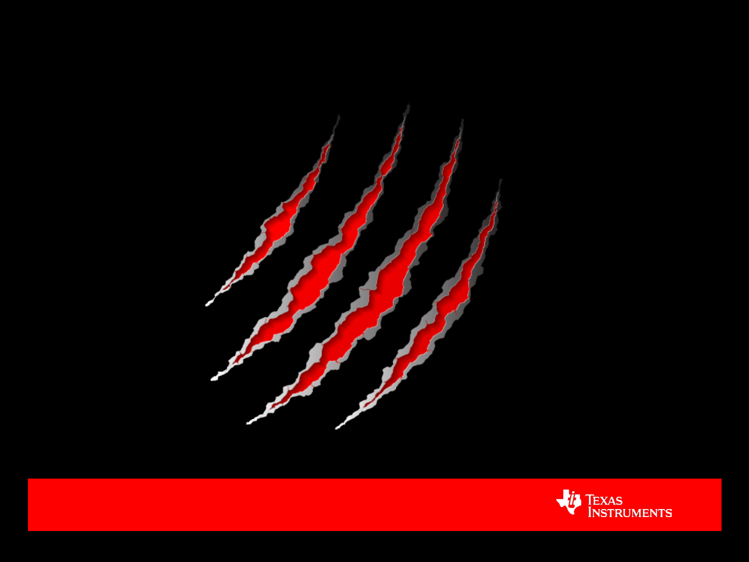Texas Instruments